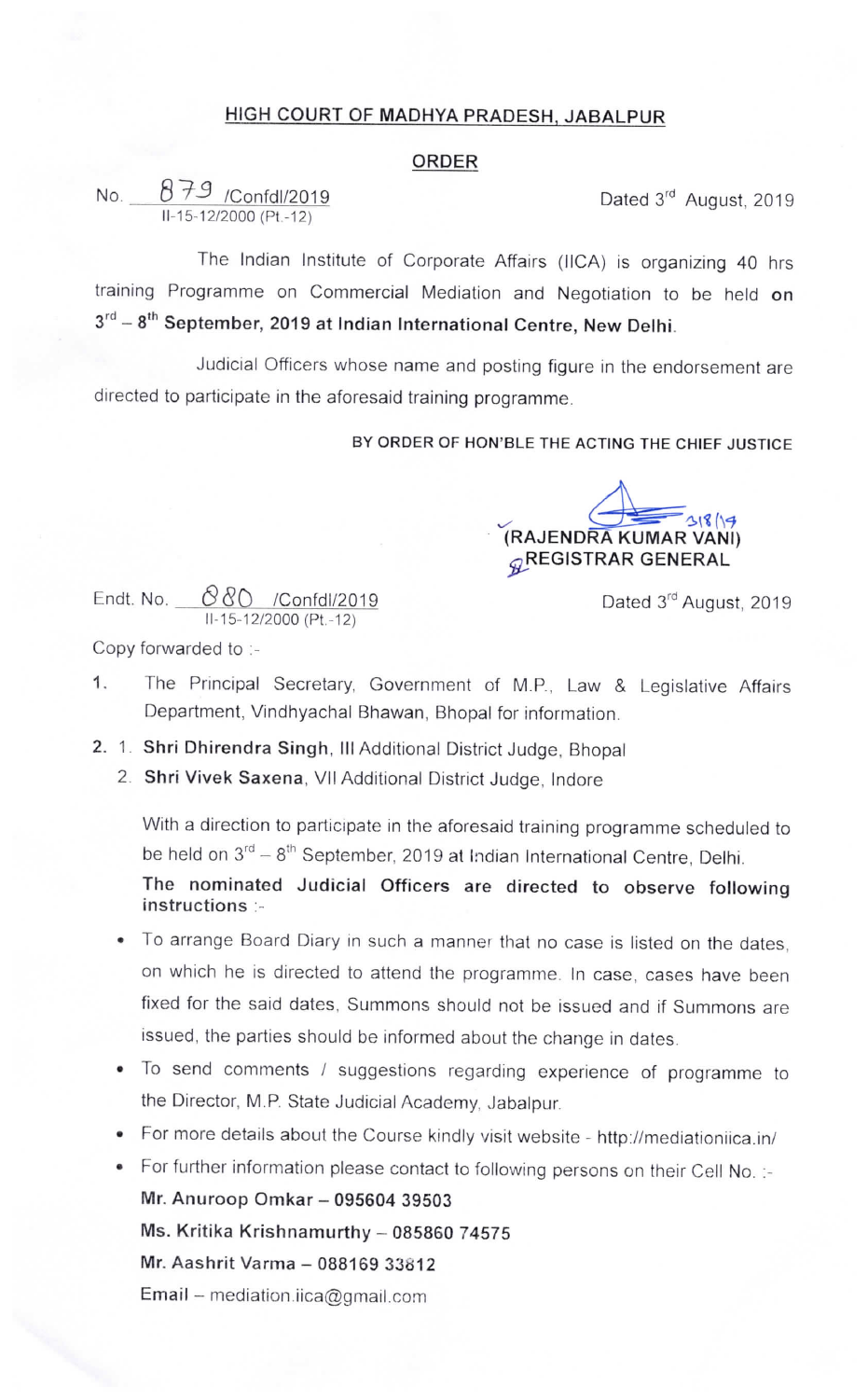# HIGH COURT OF MADHYA PRADESH, JABALPUR

## ORDER

No. 879 /Confdl/2019
II-15-12/2000 (Pt.-12)

Dated 3rd August, 2019

The Indian Institute of Corporate Affairs (IICA) is organizing 40 hrs training Programme on Commercial Mediation and Negotiation to be held **on 3rd – 8th September, 2019 at Indian International Centre, New Delhi.**

Judicial Officers whose name and posting figure in the endorsement are directed to participate in the aforesaid training programme.

**BY ORDER OF HON'BLE THE ACTING THE CHIEF JUSTICE**

3/8/19
**(RAJENDRA KUMAR VANI)**
**REGISTRAR GENERAL**

Endt. No. 880 /Confdl/2019
II-15-12/2000 (Pt.-12)

Dated 3rd August, 2019

Copy forwarded to :-

1. The Principal Secretary, Government of M.P., Law & Legislative Affairs Department, Vindhyachal Bhawan, Bhopal for information.

2. 1. **Shri Dhirendra Singh**, III Additional District Judge, Bhopal
   2. **Shri Vivek Saxena**, VII Additional District Judge, Indore

   With a direction to participate in the aforesaid training programme scheduled to be held on 3rd – 8th September, 2019 at Indian International Centre, Delhi.

   **The nominated Judicial Officers are directed to observe following instructions :-**

- To arrange Board Diary in such a manner that no case is listed on the dates, on which he is directed to attend the programme. In case, cases have been fixed for the said dates, Summons should not be issued and if Summons are issued, the parties should be informed about the change in dates.
- To send comments / suggestions regarding experience of programme to the Director, M.P. State Judicial Academy, Jabalpur.
- For more details about the Course kindly visit website - http://mediationiica.in/
- For further information please contact to following persons on their Cell No. :-

  **Mr. Anuroop Omkar – 095604 39503**

  **Ms. Kritika Krishnamurthy – 085860 74575**

  **Mr. Aashrit Varma – 088169 33812**

  Email – mediation.iica@gmail.com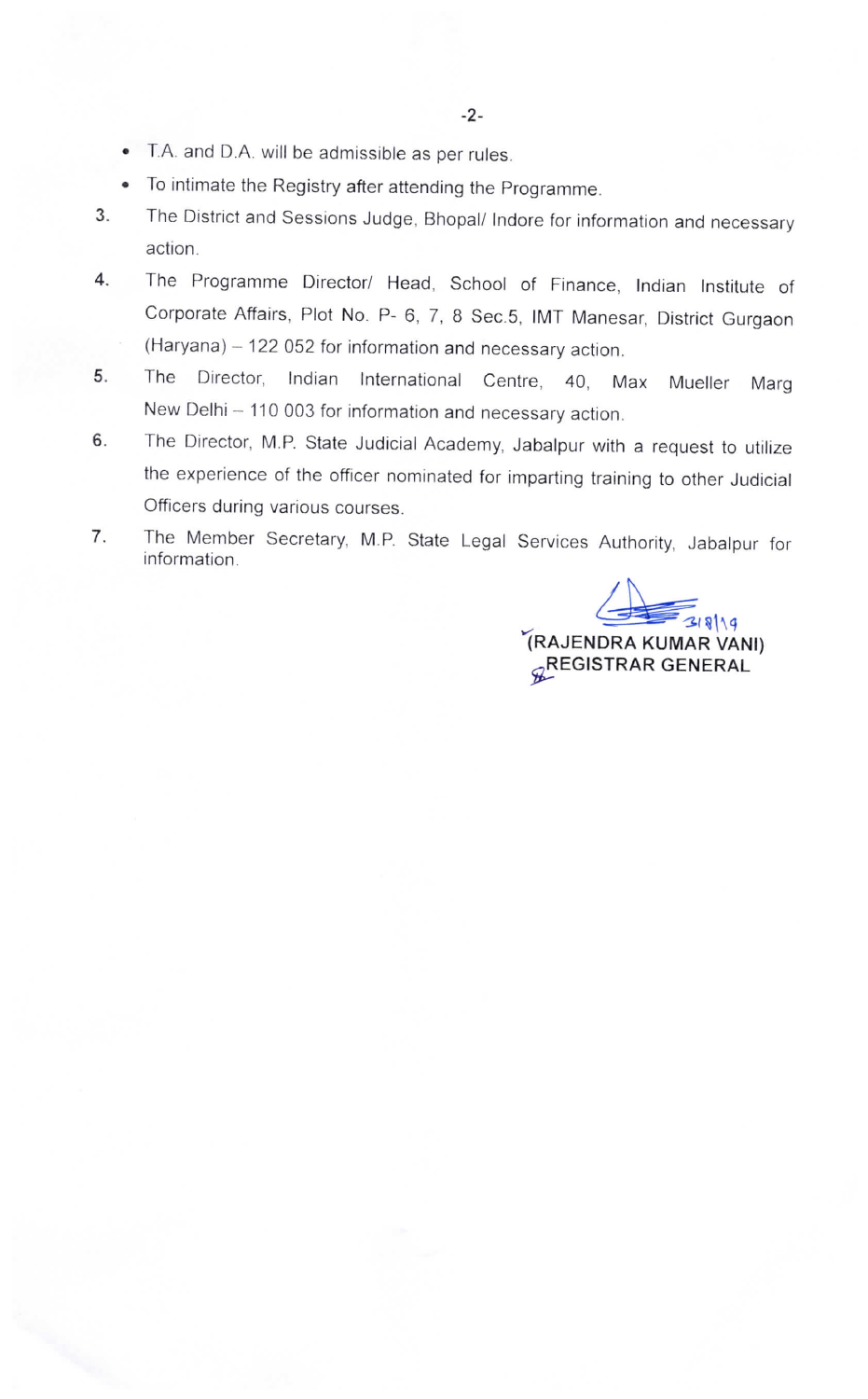- T.A. and D.A. will be admissible as per rules.
- To intimate the Registry after attending the Programme.

3. The District and Sessions Judge, Bhopal/ Indore for information and necessary action.
4. The Programme Director/ Head, School of Finance, Indian Institute of Corporate Affairs, Plot No. P- 6, 7, 8 Sec.5, IMT Manesar, District Gurgaon (Haryana) – 122 052 for information and necessary action.
5. The Director, Indian International Centre, 40, Max Mueller Marg New Delhi – 110 003 for information and necessary action.
6. The Director, M.P. State Judicial Academy, Jabalpur with a request to utilize the experience of the officer nominated for imparting training to other Judicial Officers during various courses.
7. The Member Secretary, M.P. State Legal Services Authority, Jabalpur for information.

3/8/19

(RAJENDRA KUMAR VANI)
REGISTRAR GENERAL